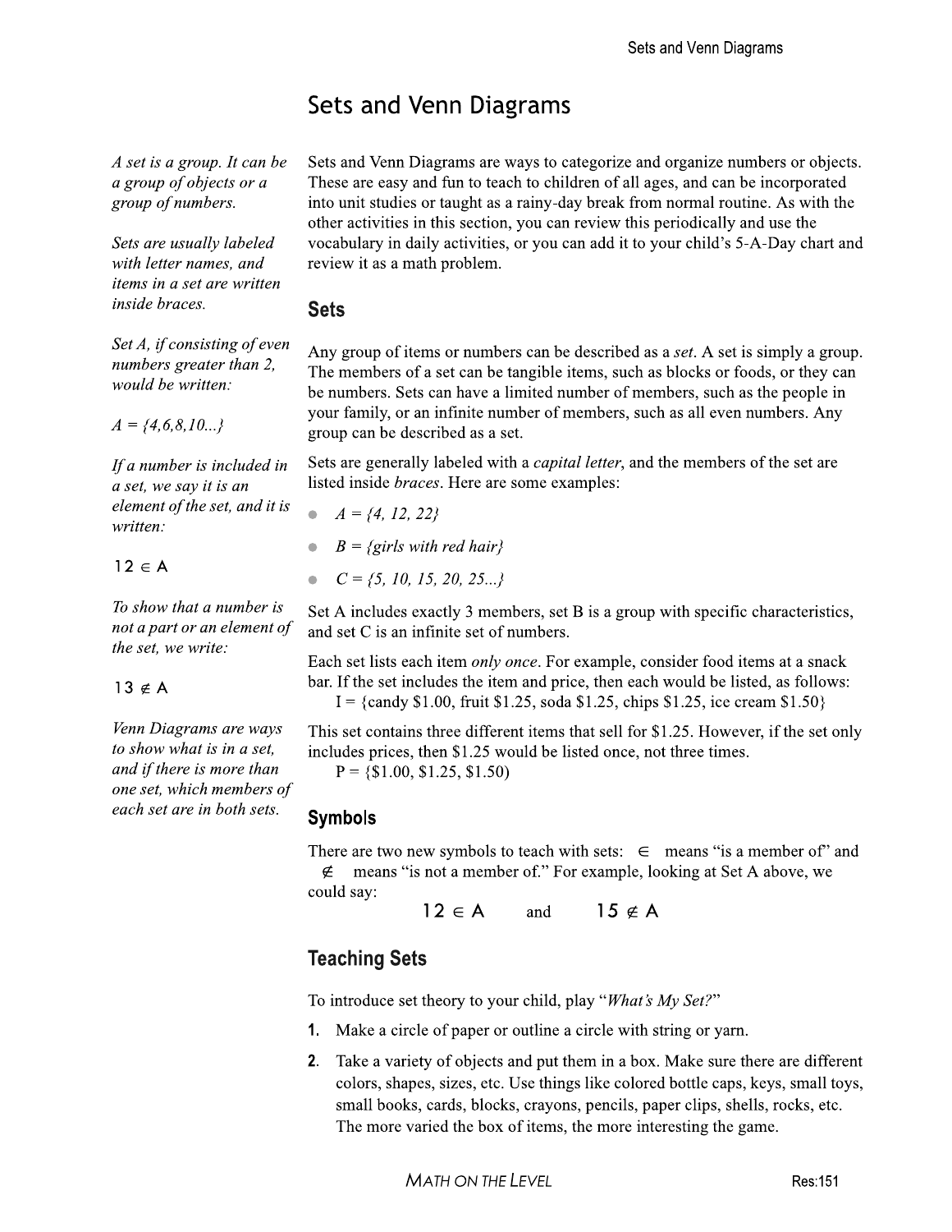# Sets and Venn Diagrams

*A set is a group. It can be a group of objects or a group of numbers.*

*Sets are usually labeled with letter names, and items in a set are written inside braces.*

*Set A, if consisting of even numbers greater than 2, would be written:*

*A = {4,6,8,10...}*

*If a number is included in a set, we say it is an element of the set, and it is written:*

$12 \in A$

*To show that a number is not a part or an element of the set, we write:*

$13 \notin A$

*Venn Diagrams are ways to show what is in a set, and if there is more than one set, which members of each set are in both sets.*

Sets and Venn Diagrams are ways to categorize and organize numbers or objects. These are easy and fun to teach to children of all ages, and can be incorporated into unit studies or taught as a rainy-day break from normal routine. As with the other activities in this section, you can review this periodically and use the vocabulary in daily activities, or you can add it to your child's 5-A-Day chart and review it as a math problem.

## Sets

Any group of items or numbers can be described as a *set*. A set is simply a group. The members of a set can be tangible items, such as blocks or foods, or they can be numbers. Sets can have a limited number of members, such as the people in your family, or an infinite number of members, such as all even numbers. Any group can be described as a set.

Sets are generally labeled with a *capital letter*, and the members of the set are listed inside *braces*. Here are some examples:

- *A = {4, 12, 22}*
- *B = {girls with red hair}*
- *C = {5, 10, 15, 20, 25...}*

Set A includes exactly 3 members, set B is a group with specific characteristics, and set C is an infinite set of numbers.

Each set lists each item *only once*. For example, consider food items at a snack bar. If the set includes the item and price, then each would be listed, as follows:

I = {candy $1.00, fruit $1.25, soda $1.25, chips $1.25, ice cream $1.50}

This set contains three different items that sell for $1.25. However, if the set only includes prices, then $1.25 would be listed once, not three times.

P = {$1.00, $1.25, $1.50)

## Symbols

There are two new symbols to teach with sets: $\in$ means "is a member of" and $\notin$ means "is not a member of." For example, looking at Set A above, we could say:

$$12 \in A \quad \text{and} \quad 15 \notin A$$

## Teaching Sets

To introduce set theory to your child, play "*What's My Set?*"

1. Make a circle of paper or outline a circle with string or yarn.
2. Take a variety of objects and put them in a box. Make sure there are different colors, shapes, sizes, etc. Use things like colored bottle caps, keys, small toys, small books, cards, blocks, crayons, pencils, paper clips, shells, rocks, etc. The more varied the box of items, the more interesting the game.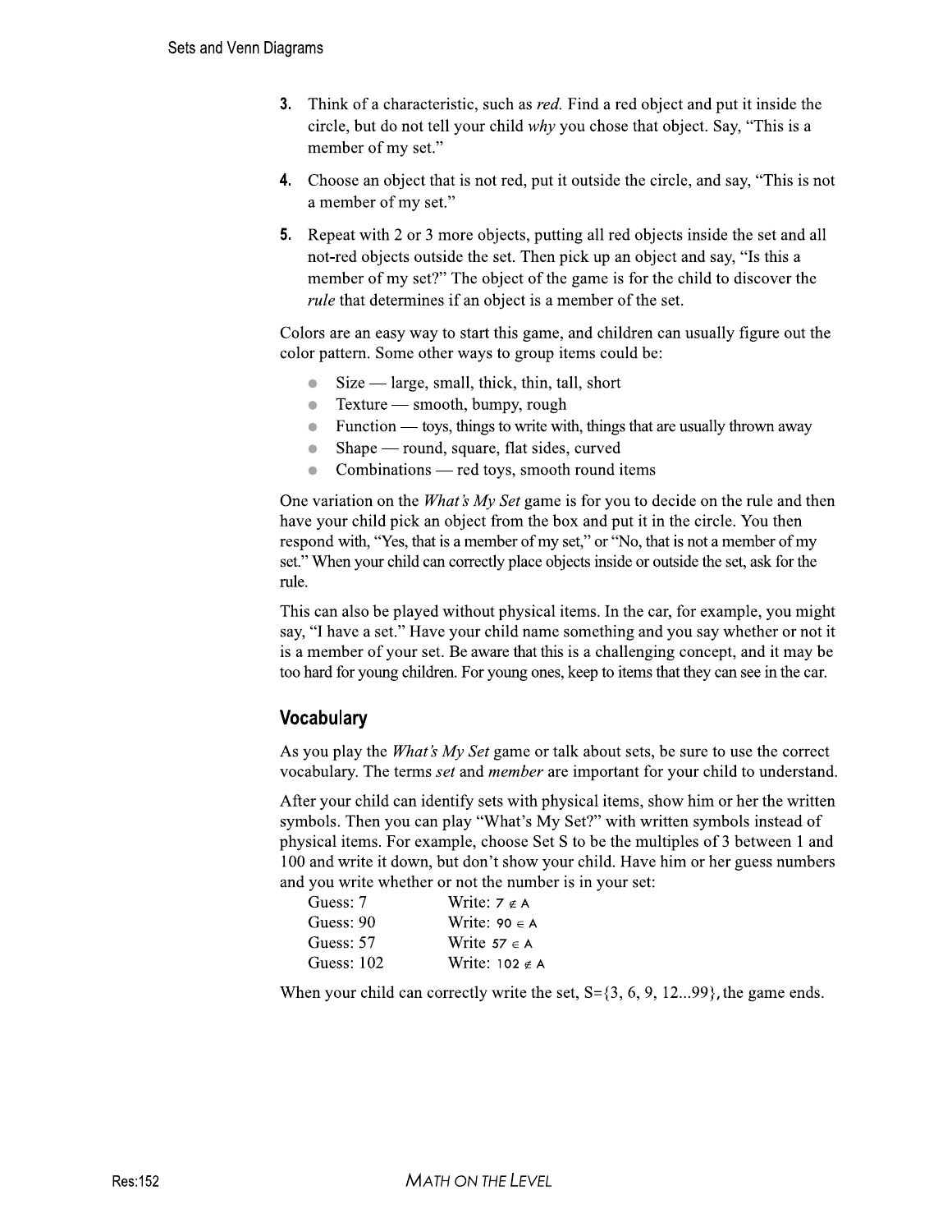3. Think of a characteristic, such as *red.* Find a red object and put it inside the circle, but do not tell your child *why* you chose that object. Say, "This is a member of my set."

4. Choose an object that is not red, put it outside the circle, and say, "This is not a member of my set."

5. Repeat with 2 or 3 more objects, putting all red objects inside the set and all not-red objects outside the set. Then pick up an object and say, "Is this a member of my set?" The object of the game is for the child to discover the *rule* that determines if an object is a member of the set.

Colors are an easy way to start this game, and children can usually figure out the color pattern. Some other ways to group items could be:

- Size — large, small, thick, thin, tall, short
- Texture — smooth, bumpy, rough
- Function — toys, things to write with, things that are usually thrown away
- Shape — round, square, flat sides, curved
- Combinations — red toys, smooth round items

One variation on the *What's My Set* game is for you to decide on the rule and then have your child pick an object from the box and put it in the circle. You then respond with, "Yes, that is a member of my set," or "No, that is not a member of my set." When your child can correctly place objects inside or outside the set, ask for the rule.

This can also be played without physical items. In the car, for example, you might say, "I have a set." Have your child name something and you say whether or not it is a member of your set. Be aware that this is a challenging concept, and it may be too hard for young children. For young ones, keep to items that they can see in the car.

## Vocabulary

As you play the *What's My Set* game or talk about sets, be sure to use the correct vocabulary. The terms *set* and *member* are important for your child to understand.

After your child can identify sets with physical items, show him or her the written symbols. Then you can play "What's My Set?" with written symbols instead of physical items. For example, choose Set S to be the multiples of 3 between 1 and 100 and write it down, but don't show your child. Have him or her guess numbers and you write whether or not the number is in your set:

| | |
|---|---|
| Guess: 7 | Write: $7 \notin A$ |
| Guess: 90 | Write: $90 \in A$ |
| Guess: 57 | Write $57 \in A$ |
| Guess: 102 | Write: $102 \notin A$ |

When your child can correctly write the set, S={3, 6, 9, 12...99}, the game ends.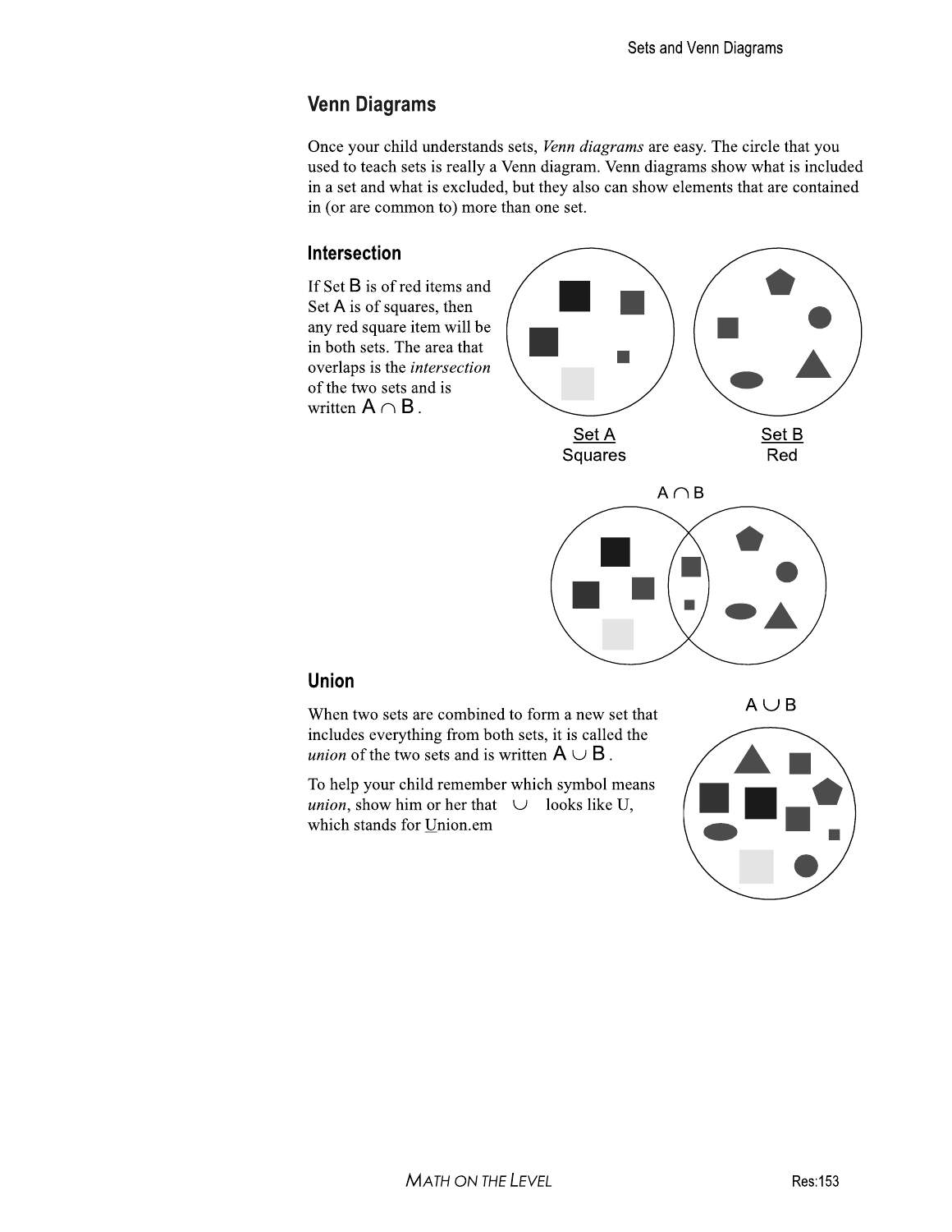## Venn Diagrams

Once your child understands sets, *Venn diagrams* are easy. The circle that you used to teach sets is really a Venn diagram. Venn diagrams show what is included in a set and what is excluded, but they also can show elements that are contained in (or are common to) more than one set.

### Intersection

If Set B is of red items and Set A is of squares, then any red square item will be in both sets. The area that overlaps is the *intersection* of the two sets and is written $A \cap B$.

Set A
Squares

Set B
Red

$A \cap B$

### Union

When two sets are combined to form a new set that includes everything from both sets, it is called the *union* of the two sets and is written $A \cup B$.

To help your child remember which symbol means *union*, show him or her that $\cup$ looks like U, which stands for Union.em

$A \cup B$